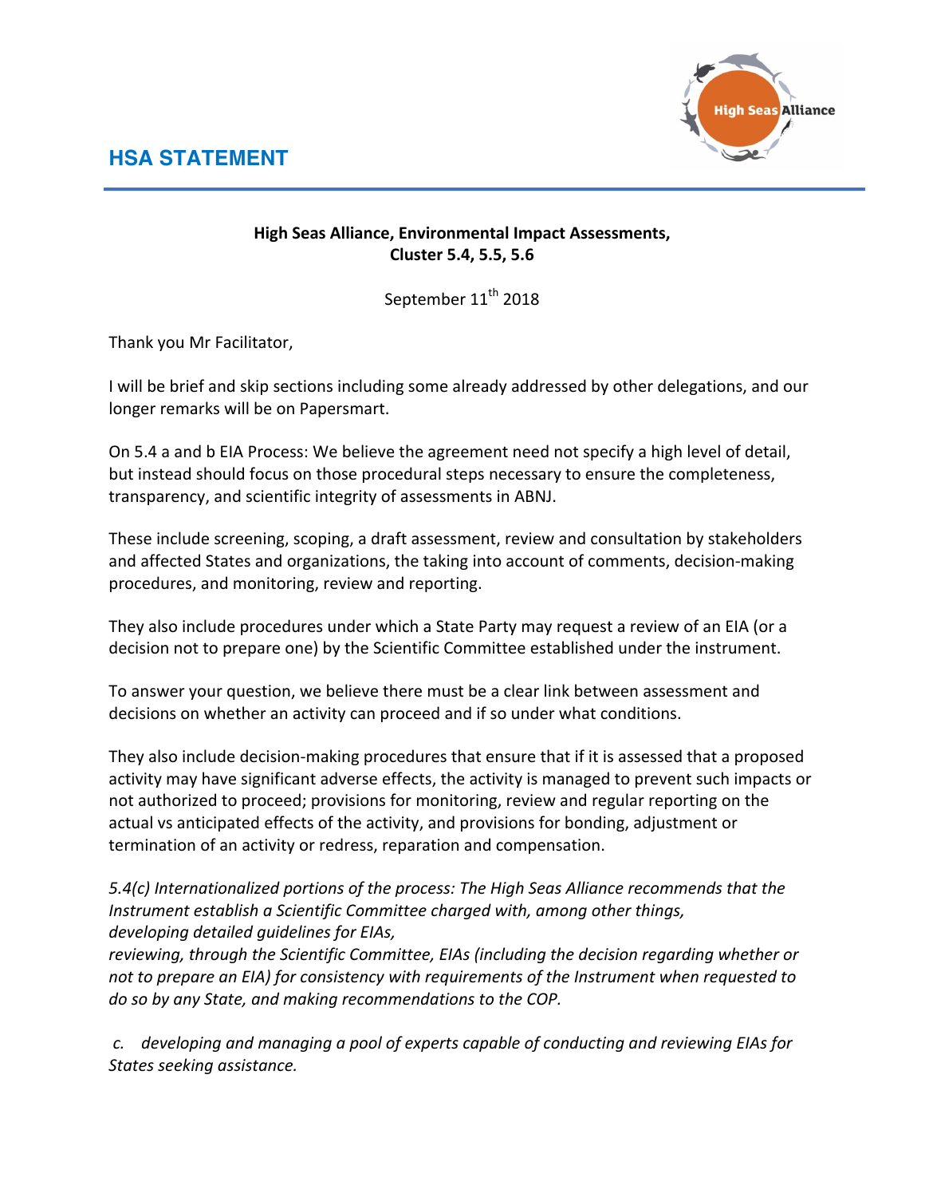# HSA STATEMENT

**High Seas Alliance, Environmental Impact Assessments, Cluster 5.4, 5.5, 5.6**

September 11th 2018

Thank you Mr Facilitator,

I will be brief and skip sections including some already addressed by other delegations, and our longer remarks will be on Papersmart.

On 5.4 a and b EIA Process: We believe the agreement need not specify a high level of detail, but instead should focus on those procedural steps necessary to ensure the completeness, transparency, and scientific integrity of assessments in ABNJ.

These include screening, scoping, a draft assessment, review and consultation by stakeholders and affected States and organizations, the taking into account of comments, decision-making procedures, and monitoring, review and reporting.

They also include procedures under which a State Party may request a review of an EIA (or a decision not to prepare one) by the Scientific Committee established under the instrument.

To answer your question, we believe there must be a clear link between assessment and decisions on whether an activity can proceed and if so under what conditions.

They also include decision-making procedures that ensure that if it is assessed that a proposed activity may have significant adverse effects, the activity is managed to prevent such impacts or not authorized to proceed; provisions for monitoring, review and regular reporting on the actual vs anticipated effects of the activity, and provisions for bonding, adjustment or termination of an activity or redress, reparation and compensation.

*5.4(c) Internationalized portions of the process: The High Seas Alliance recommends that the Instrument establish a Scientific Committee charged with, among other things, developing detailed guidelines for EIAs,*
*reviewing, through the Scientific Committee, EIAs (including the decision regarding whether or not to prepare an EIA) for consistency with requirements of the Instrument when requested to do so by any State, and making recommendations to the COP.*

*c. developing and managing a pool of experts capable of conducting and reviewing EIAs for States seeking assistance.*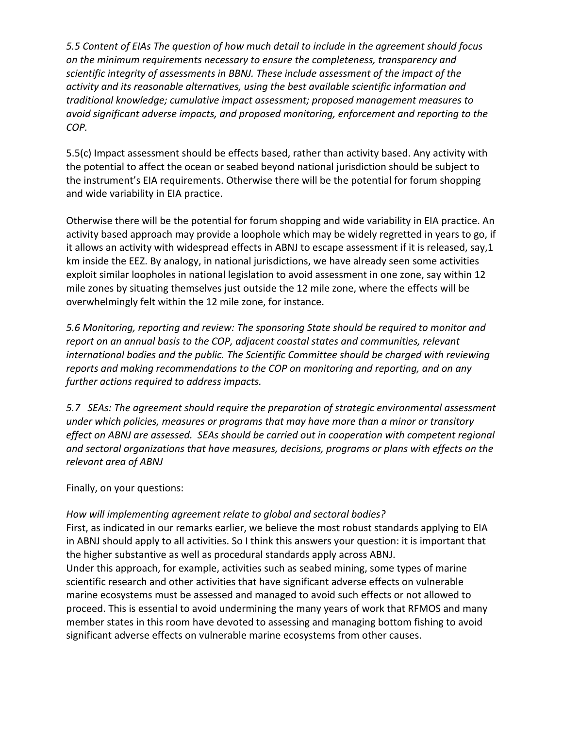*5.5 Content of EIAs The question of how much detail to include in the agreement should focus on the minimum requirements necessary to ensure the completeness, transparency and scientific integrity of assessments in BBNJ. These include assessment of the impact of the activity and its reasonable alternatives, using the best available scientific information and traditional knowledge; cumulative impact assessment; proposed management measures to avoid significant adverse impacts, and proposed monitoring, enforcement and reporting to the COP.*

5.5(c) Impact assessment should be effects based, rather than activity based. Any activity with the potential to affect the ocean or seabed beyond national jurisdiction should be subject to the instrument's EIA requirements. Otherwise there will be the potential for forum shopping and wide variability in EIA practice.

Otherwise there will be the potential for forum shopping and wide variability in EIA practice. An activity based approach may provide a loophole which may be widely regretted in years to go, if it allows an activity with widespread effects in ABNJ to escape assessment if it is released, say,1 km inside the EEZ. By analogy, in national jurisdictions, we have already seen some activities exploit similar loopholes in national legislation to avoid assessment in one zone, say within 12 mile zones by situating themselves just outside the 12 mile zone, where the effects will be overwhelmingly felt within the 12 mile zone, for instance.

*5.6 Monitoring, reporting and review: The sponsoring State should be required to monitor and report on an annual basis to the COP, adjacent coastal states and communities, relevant international bodies and the public. The Scientific Committee should be charged with reviewing reports and making recommendations to the COP on monitoring and reporting, and on any further actions required to address impacts.*

*5.7 SEAs: The agreement should require the preparation of strategic environmental assessment under which policies, measures or programs that may have more than a minor or transitory effect on ABNJ are assessed. SEAs should be carried out in cooperation with competent regional and sectoral organizations that have measures, decisions, programs or plans with effects on the relevant area of ABNJ*

Finally, on your questions:

*How will implementing agreement relate to global and sectoral bodies?*

First, as indicated in our remarks earlier, we believe the most robust standards applying to EIA in ABNJ should apply to all activities. So I think this answers your question: it is important that the higher substantive as well as procedural standards apply across ABNJ.

Under this approach, for example, activities such as seabed mining, some types of marine scientific research and other activities that have significant adverse effects on vulnerable marine ecosystems must be assessed and managed to avoid such effects or not allowed to proceed. This is essential to avoid undermining the many years of work that RFMOS and many member states in this room have devoted to assessing and managing bottom fishing to avoid significant adverse effects on vulnerable marine ecosystems from other causes.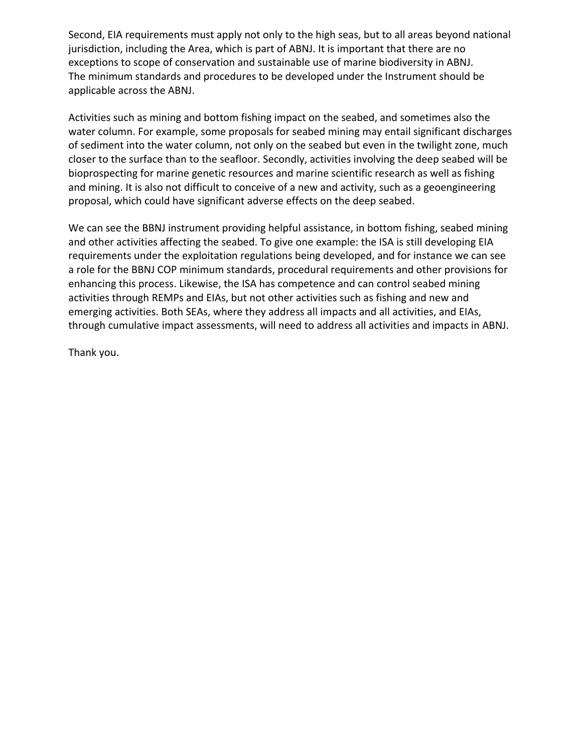Second, EIA requirements must apply not only to the high seas, but to all areas beyond national jurisdiction, including the Area, which is part of ABNJ. It is important that there are no exceptions to scope of conservation and sustainable use of marine biodiversity in ABNJ. The minimum standards and procedures to be developed under the Instrument should be applicable across the ABNJ.

Activities such as mining and bottom fishing impact on the seabed, and sometimes also the water column. For example, some proposals for seabed mining may entail significant discharges of sediment into the water column, not only on the seabed but even in the twilight zone, much closer to the surface than to the seafloor. Secondly, activities involving the deep seabed will be bioprospecting for marine genetic resources and marine scientific research as well as fishing and mining. It is also not difficult to conceive of a new and activity, such as a geoengineering proposal, which could have significant adverse effects on the deep seabed.

We can see the BBNJ instrument providing helpful assistance, in bottom fishing, seabed mining and other activities affecting the seabed. To give one example: the ISA is still developing EIA requirements under the exploitation regulations being developed, and for instance we can see a role for the BBNJ COP minimum standards, procedural requirements and other provisions for enhancing this process. Likewise, the ISA has competence and can control seabed mining activities through REMPs and EIAs, but not other activities such as fishing and new and emerging activities. Both SEAs, where they address all impacts and all activities, and EIAs, through cumulative impact assessments, will need to address all activities and impacts in ABNJ.

Thank you.